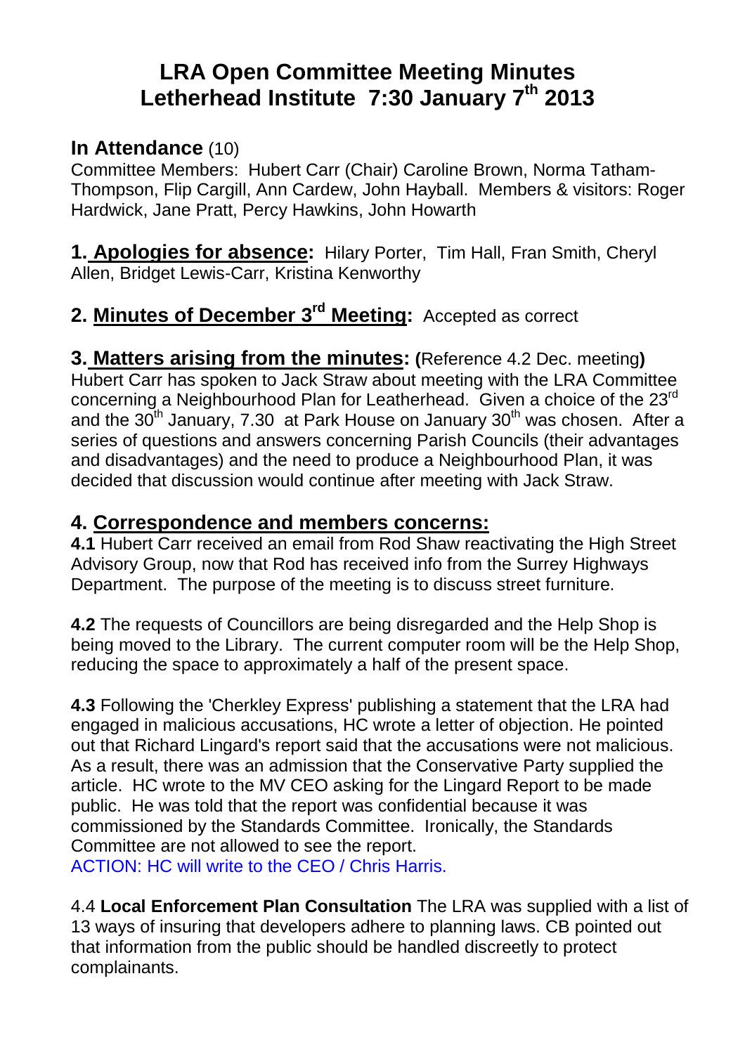# LRA Open Committee Meeting Minutes
# Letherhead Institute 7:30 January 7th 2013

## In Attendance (10)

Committee Members: Hubert Carr (Chair) Caroline Brown, Norma Tatham-Thompson, Flip Cargill, Ann Cardew, John Hayball. Members & visitors: Roger Hardwick, Jane Pratt, Percy Hawkins, John Howarth

**1. Apologies for absence:** Hilary Porter, Tim Hall, Fran Smith, Cheryl Allen, Bridget Lewis-Carr, Kristina Kenworthy

**2. Minutes of December 3rd Meeting:** Accepted as correct

**3. Matters arising from the minutes: (**Reference 4.2 Dec. meeting**)**
Hubert Carr has spoken to Jack Straw about meeting with the LRA Committee concerning a Neighbourhood Plan for Leatherhead. Given a choice of the 23rd and the 30th January, 7.30 at Park House on January 30th was chosen. After a series of questions and answers concerning Parish Councils (their advantages and disadvantages) and the need to produce a Neighbourhood Plan, it was decided that discussion would continue after meeting with Jack Straw.

## 4. Correspondence and members concerns:

**4.1** Hubert Carr received an email from Rod Shaw reactivating the High Street Advisory Group, now that Rod has received info from the Surrey Highways Department. The purpose of the meeting is to discuss street furniture.

**4.2** The requests of Councillors are being disregarded and the Help Shop is being moved to the Library. The current computer room will be the Help Shop, reducing the space to approximately a half of the present space.

**4.3** Following the 'Cherkley Express' publishing a statement that the LRA had engaged in malicious accusations, HC wrote a letter of objection. He pointed out that Richard Lingard's report said that the accusations were not malicious. As a result, there was an admission that the Conservative Party supplied the article. HC wrote to the MV CEO asking for the Lingard Report to be made public. He was told that the report was confidential because it was commissioned by the Standards Committee. Ironically, the Standards Committee are not allowed to see the report.
ACTION: HC will write to the CEO / Chris Harris.

4.4 **Local Enforcement Plan Consultation** The LRA was supplied with a list of 13 ways of insuring that developers adhere to planning laws. CB pointed out that information from the public should be handled discreetly to protect complainants.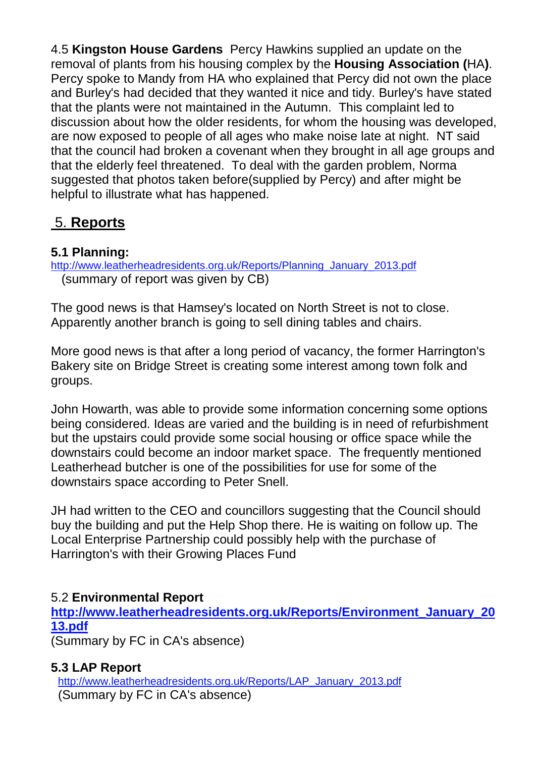4.5 **Kingston House Gardens** Percy Hawkins supplied an update on the removal of plants from his housing complex by the **Housing Association (**HA**)**. Percy spoke to Mandy from HA who explained that Percy did not own the place and Burley's had decided that they wanted it nice and tidy. Burley's have stated that the plants were not maintained in the Autumn. This complaint led to discussion about how the older residents, for whom the housing was developed, are now exposed to people of all ages who make noise late at night. NT said that the council had broken a covenant when they brought in all age groups and that the elderly feel threatened. To deal with the garden problem, Norma suggested that photos taken before(supplied by Percy) and after might be helpful to illustrate what has happened.

## 5. Reports

### 5.1 Planning:

http://www.leatherheadresidents.org.uk/Reports/Planning_January_2013.pdf
(summary of report was given by CB)

The good news is that Hamsey's located on North Street is not to close. Apparently another branch is going to sell dining tables and chairs.

More good news is that after a long period of vacancy, the former Harrington's Bakery site on Bridge Street is creating some interest among town folk and groups.

John Howarth, was able to provide some information concerning some options being considered. Ideas are varied and the building is in need of refurbishment but the upstairs could provide some social housing or office space while the downstairs could become an indoor market space. The frequently mentioned Leatherhead butcher is one of the possibilities for use for some of the downstairs space according to Peter Snell.

JH had written to the CEO and councillors suggesting that the Council should buy the building and put the Help Shop there. He is waiting on follow up. The Local Enterprise Partnership could possibly help with the purchase of Harrington's with their Growing Places Fund

### 5.2 Environmental Report

**http://www.leatherheadresidents.org.uk/Reports/Environment_January_2013.pdf**
(Summary by FC in CA's absence)

### 5.3 LAP Report

http://www.leatherheadresidents.org.uk/Reports/LAP_January_2013.pdf
(Summary by FC in CA's absence)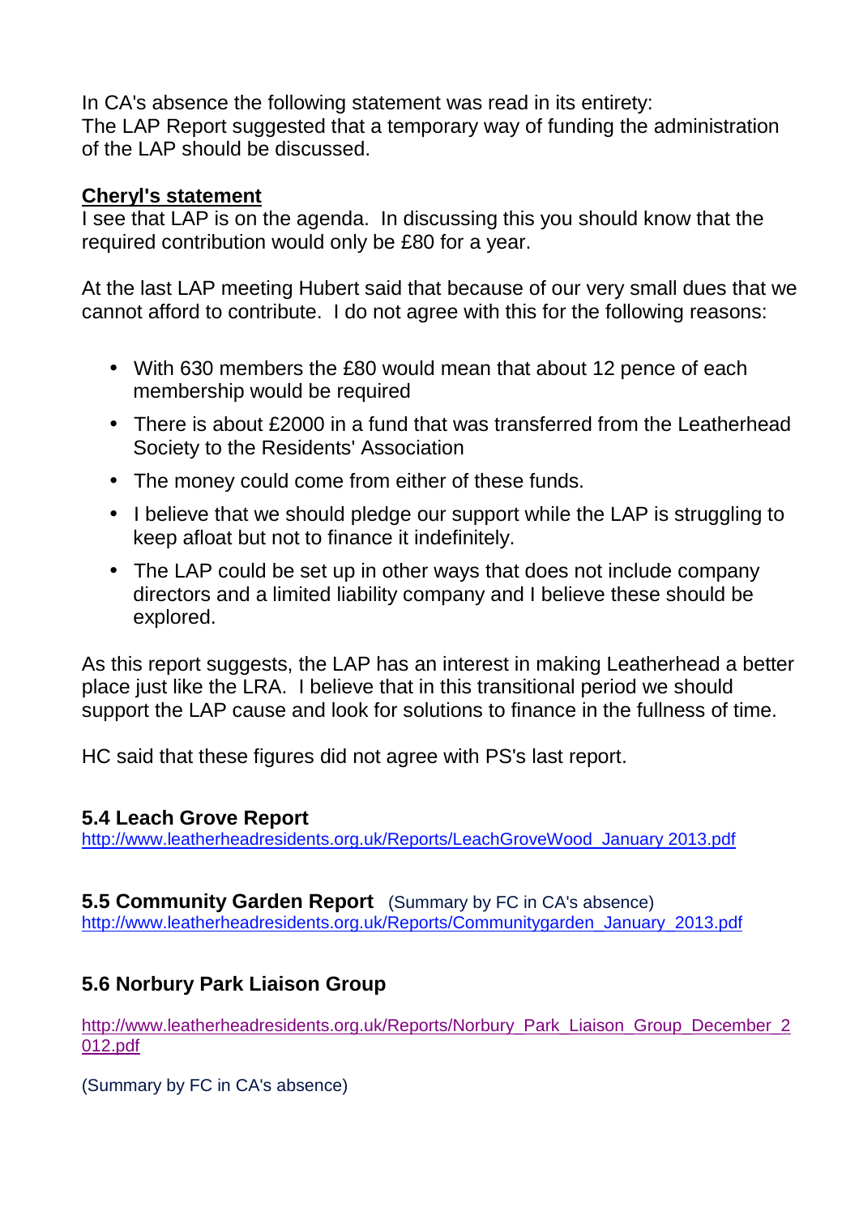In CA's absence the following statement was read in its entirety:
The LAP Report suggested that a temporary way of funding the administration of the LAP should be discussed.

**Cheryl's statement**

I see that LAP is on the agenda. In discussing this you should know that the required contribution would only be £80 for a year.

At the last LAP meeting Hubert said that because of our very small dues that we cannot afford to contribute. I do not agree with this for the following reasons:

- With 630 members the £80 would mean that about 12 pence of each membership would be required
- There is about £2000 in a fund that was transferred from the Leatherhead Society to the Residents' Association
- The money could come from either of these funds.
- I believe that we should pledge our support while the LAP is struggling to keep afloat but not to finance it indefinitely.
- The LAP could be set up in other ways that does not include company directors and a limited liability company and I believe these should be explored.

As this report suggests, the LAP has an interest in making Leatherhead a better place just like the LRA. I believe that in this transitional period we should support the LAP cause and look for solutions to finance in the fullness of time.

HC said that these figures did not agree with PS's last report.

### 5.4 Leach Grove Report

http://www.leatherheadresidents.org.uk/Reports/LeachGroveWood_January 2013.pdf

### 5.5 Community Garden Report (Summary by FC in CA's absence)

http://www.leatherheadresidents.org.uk/Reports/Communitygarden_January_2013.pdf

### 5.6 Norbury Park Liaison Group

http://www.leatherheadresidents.org.uk/Reports/Norbury_Park_Liaison_Group_December_2012.pdf

(Summary by FC in CA's absence)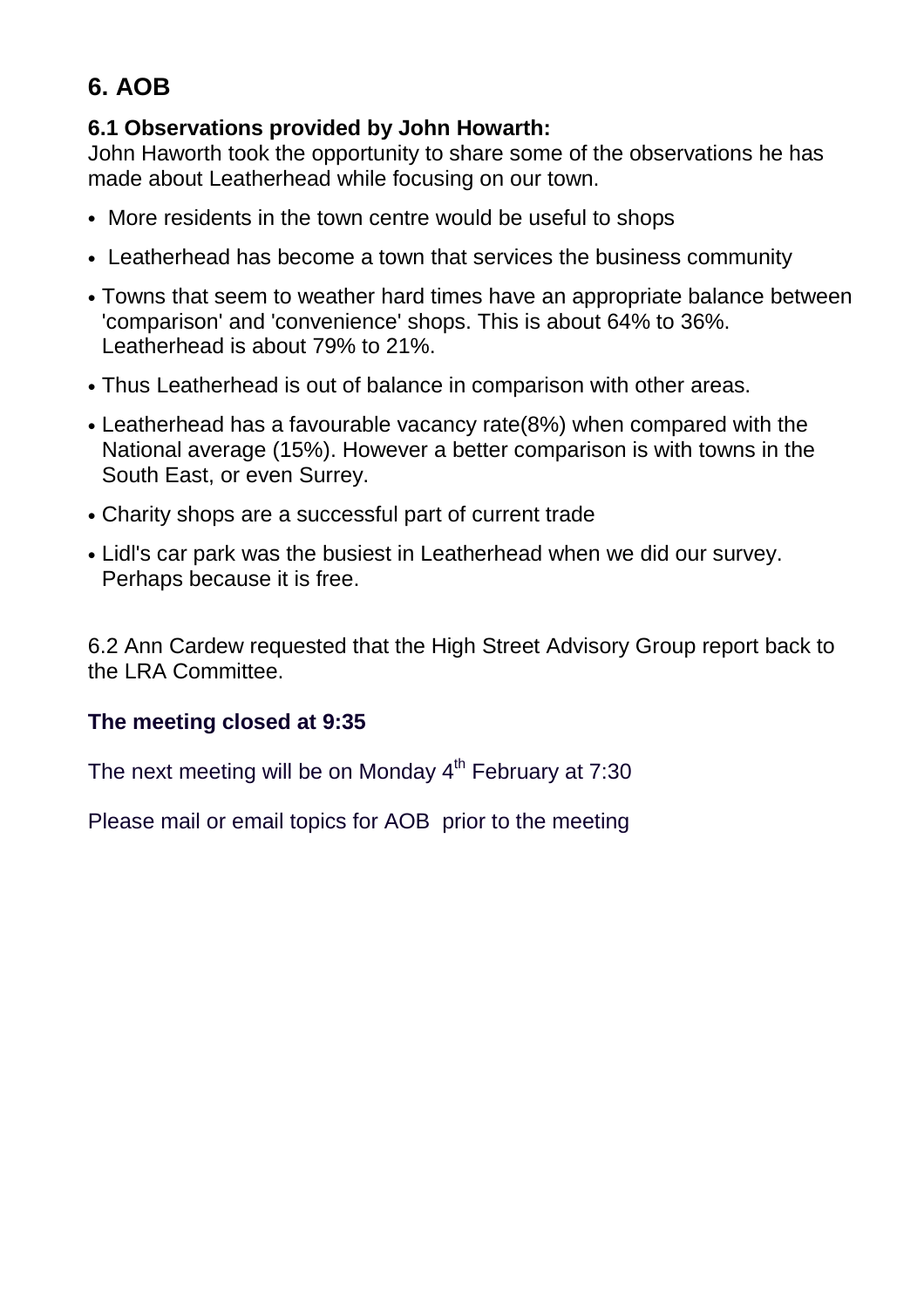## 6. AOB

**6.1 Observations provided by John Howarth:**
John Haworth took the opportunity to share some of the observations he has made about Leatherhead while focusing on our town.

- More residents in the town centre would be useful to shops
- Leatherhead has become a town that services the business community
- Towns that seem to weather hard times have an appropriate balance between 'comparison' and 'convenience' shops. This is about 64% to 36%. Leatherhead is about 79% to 21%.
- Thus Leatherhead is out of balance in comparison with other areas.
- Leatherhead has a favourable vacancy rate(8%) when compared with the National average (15%). However a better comparison is with towns in the South East, or even Surrey.
- Charity shops are a successful part of current trade
- Lidl's car park was the busiest in Leatherhead when we did our survey. Perhaps because it is free.

6.2 Ann Cardew requested that the High Street Advisory Group report back to the LRA Committee.

**The meeting closed at 9:35**

The next meeting will be on Monday 4th February at 7:30

Please mail or email topics for AOB prior to the meeting